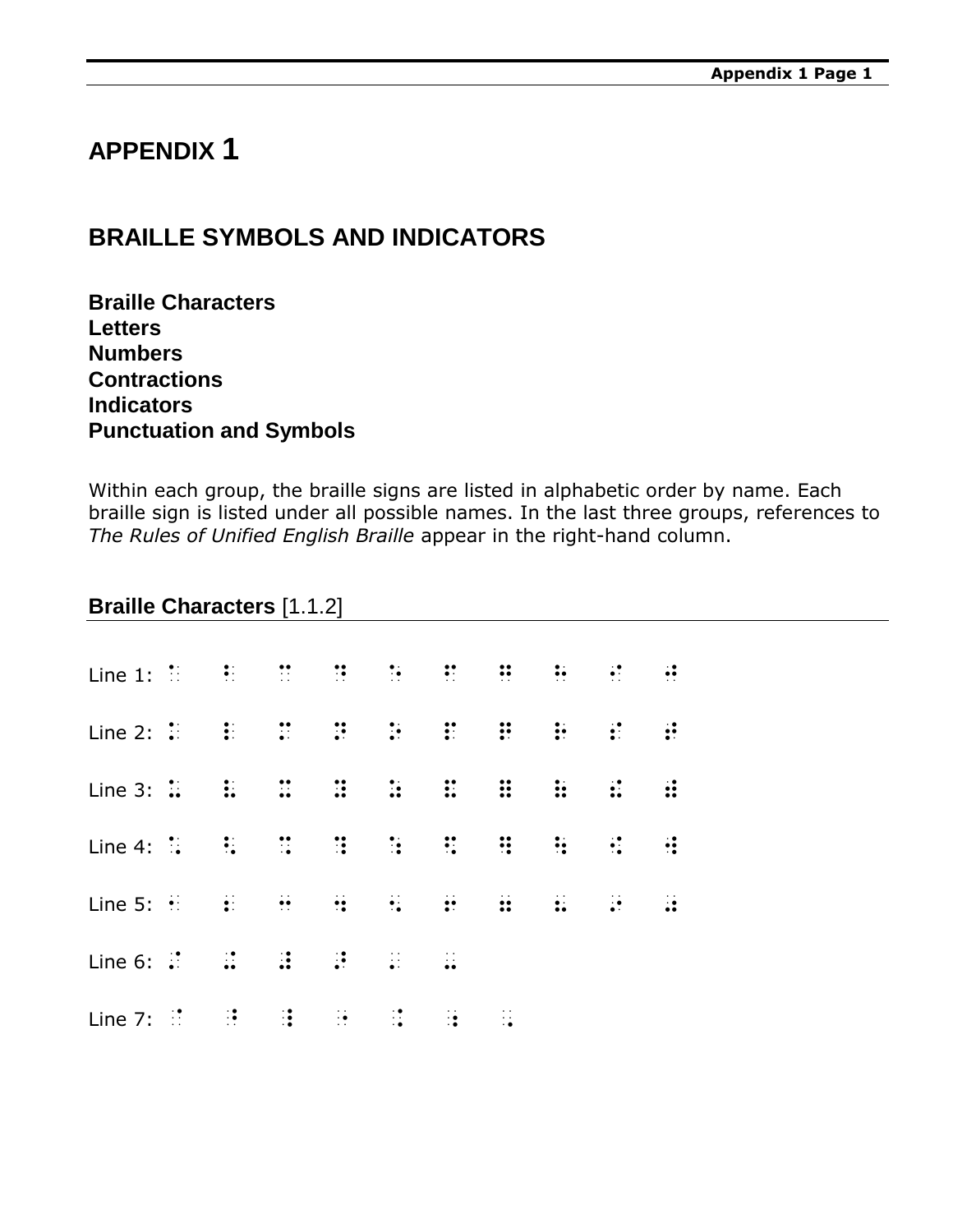# APPENDIX 1

## BRAILLE SYMBOLS AND INDICATORS

**Braille Characters**
**Letters**
**Numbers**
**Contractions**
**Indicators**
**Punctuation and Symbols**

Within each group, the braille signs are listed in alphabetic order by name. Each braille sign is listed under all possible names. In the last three groups, references to *The Rules of Unified English Braille* appear in the right-hand column.

### Braille Characters [1.1.2]

Line 1: ⠁ ⠃ ⠉ ⠙ ⠑ ⠋ ⠛ ⠓ ⠊ ⠚

Line 2: ⠅ ⠇ ⠍ ⠝ ⠕ ⠏ ⠟ ⠗ ⠎ ⠞

Line 3: ⠥ ⠧ ⠭ ⠽ ⠵ ⠯ ⠿ ⠷ ⠮ ⠾

Line 4: ⠡ ⠣ ⠩ ⠹ ⠱ ⠫ ⠻ ⠳ ⠪ ⠺

Line 5: ⠂ ⠆ ⠒ ⠲ ⠢ ⠖ ⠶ ⠦ ⠔ ⠴

Line 6: ⠌ ⠬ ⠼ ⠜ ⠄ ⠤

Line 7: ⠈ ⠘ ⠸ ⠐ ⠨ ⠰ ⠠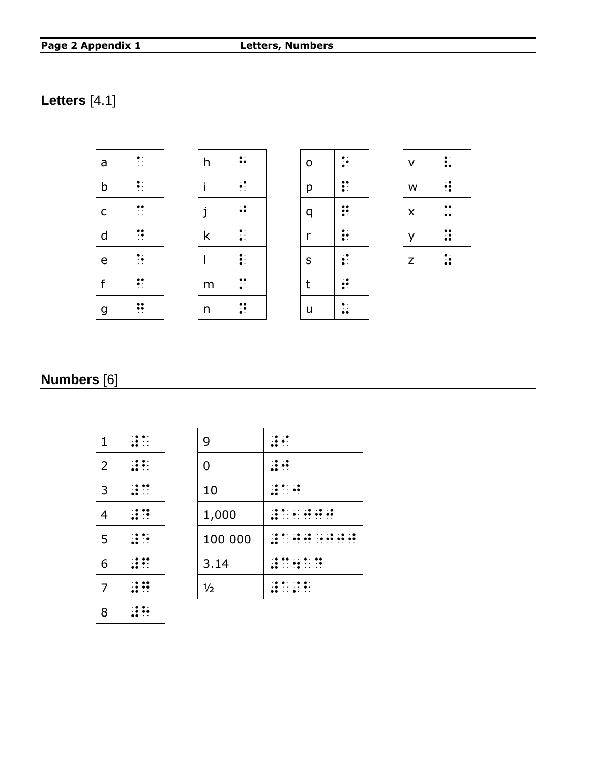## **Letters** [4.1]

| a | ⠁ |
|---|---|
| b | ⠃ |
| c | ⠉ |
| d | ⠙ |
| e | ⠑ |
| f | ⠋ |
| g | ⠛ |

| h | ⠓ |
|---|---|
| i | ⠊ |
| j | ⠚ |
| k | ⠅ |
| l | ⠇ |
| m | ⠍ |
| n | ⠝ |

| o | ⠕ |
|---|---|
| p | ⠏ |
| q | ⠟ |
| r | ⠗ |
| s | ⠎ |
| t | ⠞ |
| u | ⠥ |

| v | ⠧ |
|---|---|
| w | ⠺ |
| x | ⠭ |
| y | ⠽ |
| z | ⠵ |

## **Numbers** [6]

| 1 | ⠼⠁ |
|---|---|
| 2 | ⠼⠃ |
| 3 | ⠼⠉ |
| 4 | ⠼⠙ |
| 5 | ⠼⠑ |
| 6 | ⠼⠋ |
| 7 | ⠼⠛ |
| 8 | ⠼⠓ |

| 9 | ⠼⠊ |
|---|---|
| 0 | ⠼⠚ |
| 10 | ⠼⠁⠚ |
| 1,000 | ⠼⠁⠂⠚⠚⠚ |
| 100 000 | ⠼⠁⠚⠚⠐⠚⠚⠚ |
| 3.14 | ⠼⠉⠲⠁⠙ |
| ½ | ⠼⠁⠌⠃ |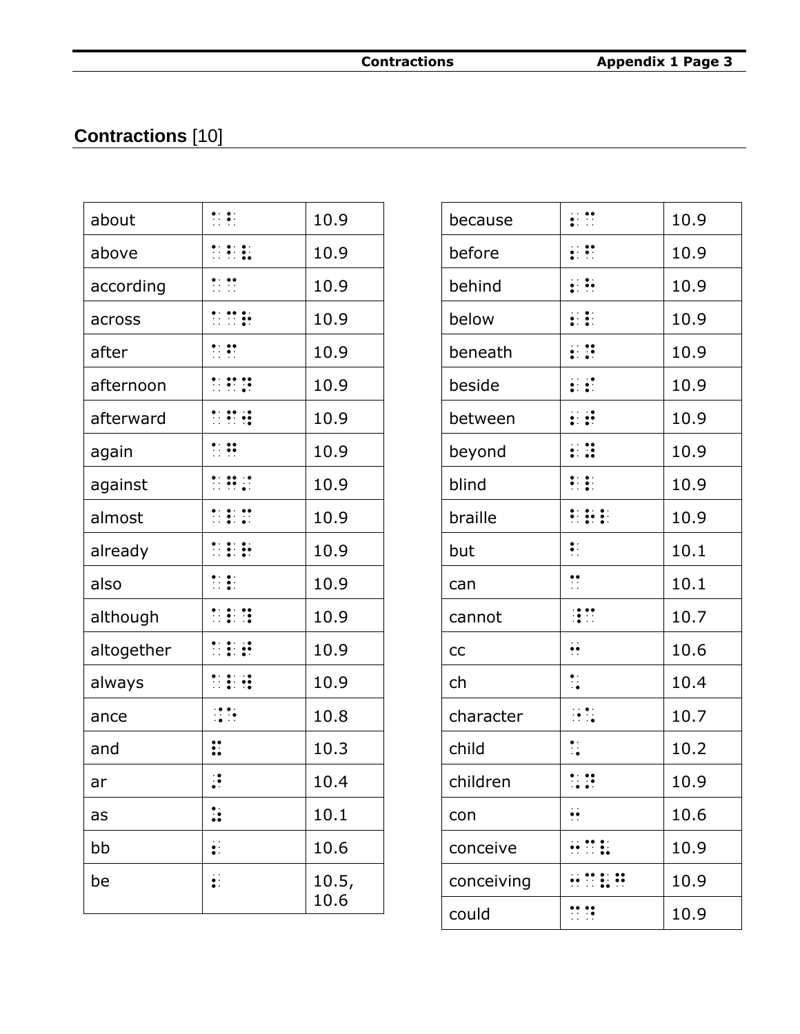# Contractions [10]

| about | ⠁⠃ | 10.9 |
|---|---|---|
| above | ⠁⠃⠧ | 10.9 |
| according | ⠁⠉ | 10.9 |
| across | ⠁⠉⠗ | 10.9 |
| after | ⠁⠋ | 10.9 |
| afternoon | ⠁⠋⠝ | 10.9 |
| afterward | ⠁⠋⠺ | 10.9 |
| again | ⠁⠛ | 10.9 |
| against | ⠁⠛⠌ | 10.9 |
| almost | ⠁⠇⠍ | 10.9 |
| already | ⠁⠇⠗ | 10.9 |
| also | ⠁⠇ | 10.9 |
| although | ⠁⠇⠹ | 10.9 |
| altogether | ⠁⠇⠞ | 10.9 |
| always | ⠁⠇⠺ | 10.9 |
| ance | ⠨⠑ | 10.8 |
| and | ⠯ | 10.3 |
| ar | ⠜ | 10.4 |
| as | ⠵ | 10.1 |
| bb | ⠆ | 10.6 |
| be | ⠆ | 10.5, 10.6 |

| because | ⠆⠉ | 10.9 |
|---|---|---|
| before | ⠆⠋ | 10.9 |
| behind | ⠆⠓ | 10.9 |
| below | ⠆⠇ | 10.9 |
| beneath | ⠆⠝ | 10.9 |
| beside | ⠆⠎ | 10.9 |
| between | ⠆⠞ | 10.9 |
| beyond | ⠆⠽ | 10.9 |
| blind | ⠃⠇ | 10.9 |
| braille | ⠃⠗⠇ | 10.9 |
| but | ⠃ | 10.1 |
| can | ⠉ | 10.1 |
| cannot | ⠘⠉ | 10.7 |
| cc | ⠒ | 10.6 |
| ch | ⠡ | 10.4 |
| character | ⠐⠡ | 10.7 |
| child | ⠡ | 10.2 |
| children | ⠡⠝ | 10.9 |
| con | ⠒ | 10.6 |
| conceive | ⠒⠉⠧ | 10.9 |
| conceiving | ⠒⠉⠧⠛ | 10.9 |
| could | ⠉⠙ | 10.9 |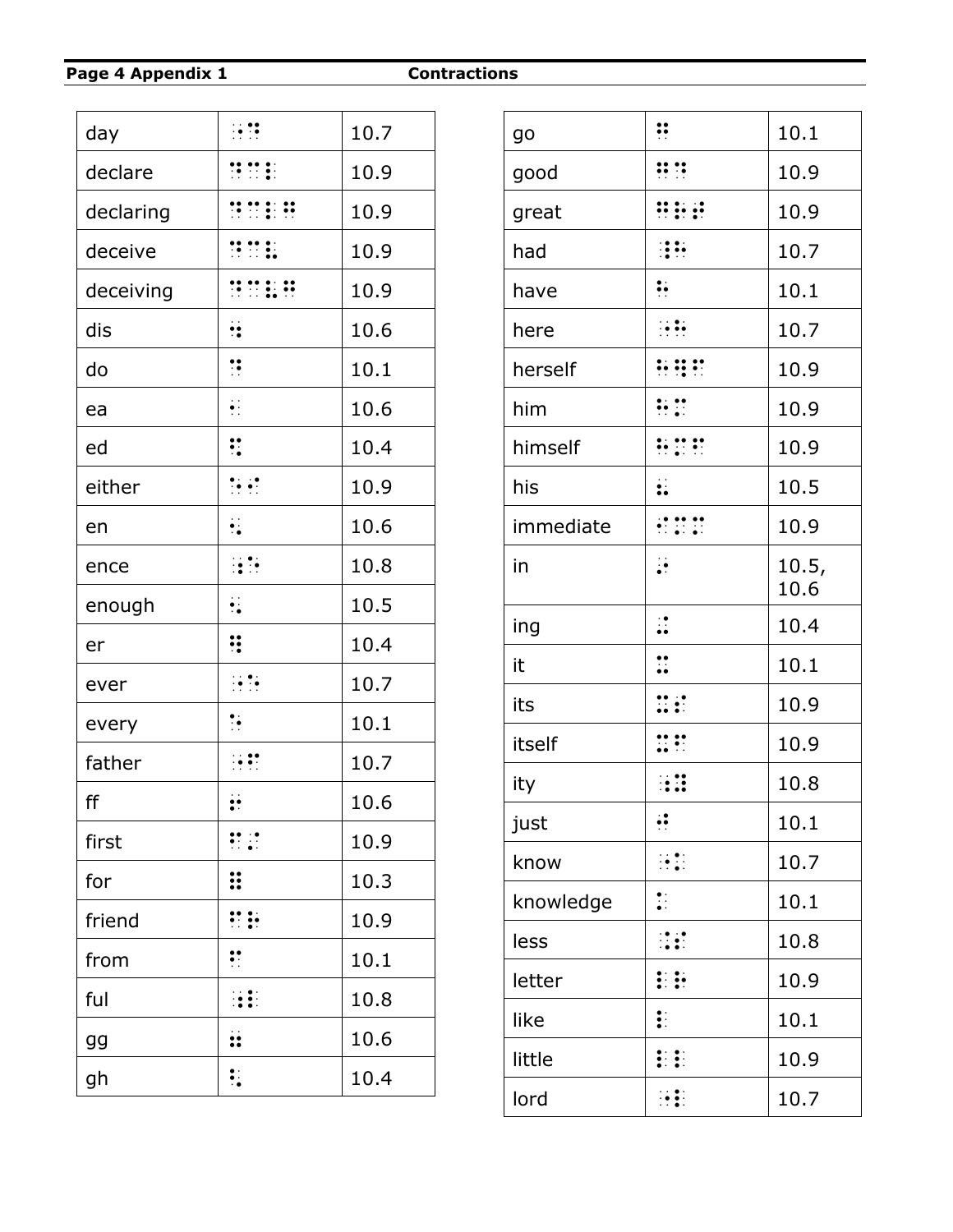| | | |
|---|---|---|
| day | ⠐⠙ | 10.7 |
| declare | ⠙⠉⠇ | 10.9 |
| declaring | ⠙⠉⠇⠛ | 10.9 |
| deceive | ⠙⠉⠧ | 10.9 |
| deceiving | ⠙⠉⠧⠛ | 10.9 |
| dis | ⠲ | 10.6 |
| do | ⠙ | 10.1 |
| ea | ⠂ | 10.6 |
| ed | ⠫ | 10.4 |
| either | ⠑⠊ | 10.9 |
| en | ⠢ | 10.6 |
| ence | ⠰⠑ | 10.8 |
| enough | ⠢ | 10.5 |
| er | ⠻ | 10.4 |
| ever | ⠐⠑ | 10.7 |
| every | ⠑ | 10.1 |
| father | ⠐⠋ | 10.7 |
| ff | ⠖ | 10.6 |
| first | ⠋⠌ | 10.9 |
| for | ⠿ | 10.3 |
| friend | ⠋⠗ | 10.9 |
| from | ⠋ | 10.1 |
| ful | ⠰⠇ | 10.8 |
| gg | ⠶ | 10.6 |
| gh | ⠣ | 10.4 |
| go | ⠛ | 10.1 |
| good | ⠛⠙ | 10.9 |
| great | ⠛⠗⠞ | 10.9 |
| had | ⠸⠓ | 10.7 |
| have | ⠓ | 10.1 |
| here | ⠐⠓ | 10.7 |
| herself | ⠓⠻⠋ | 10.9 |
| him | ⠓⠍ | 10.9 |
| himself | ⠓⠍⠋ | 10.9 |
| his | ⠦ | 10.5 |
| immediate | ⠊⠍⠍ | 10.9 |
| in | ⠔ | 10.5, 10.6 |
| ing | ⠬ | 10.4 |
| it | ⠭ | 10.1 |
| its | ⠭⠎ | 10.9 |
| itself | ⠭⠋ | 10.9 |
| ity | ⠰⠽ | 10.8 |
| just | ⠚ | 10.1 |
| know | ⠐⠅ | 10.7 |
| knowledge | ⠅ | 10.1 |
| less | ⠨⠎ | 10.8 |
| letter | ⠇⠗ | 10.9 |
| like | ⠇ | 10.1 |
| little | ⠇⠇ | 10.9 |
| lord | ⠐⠇ | 10.7 |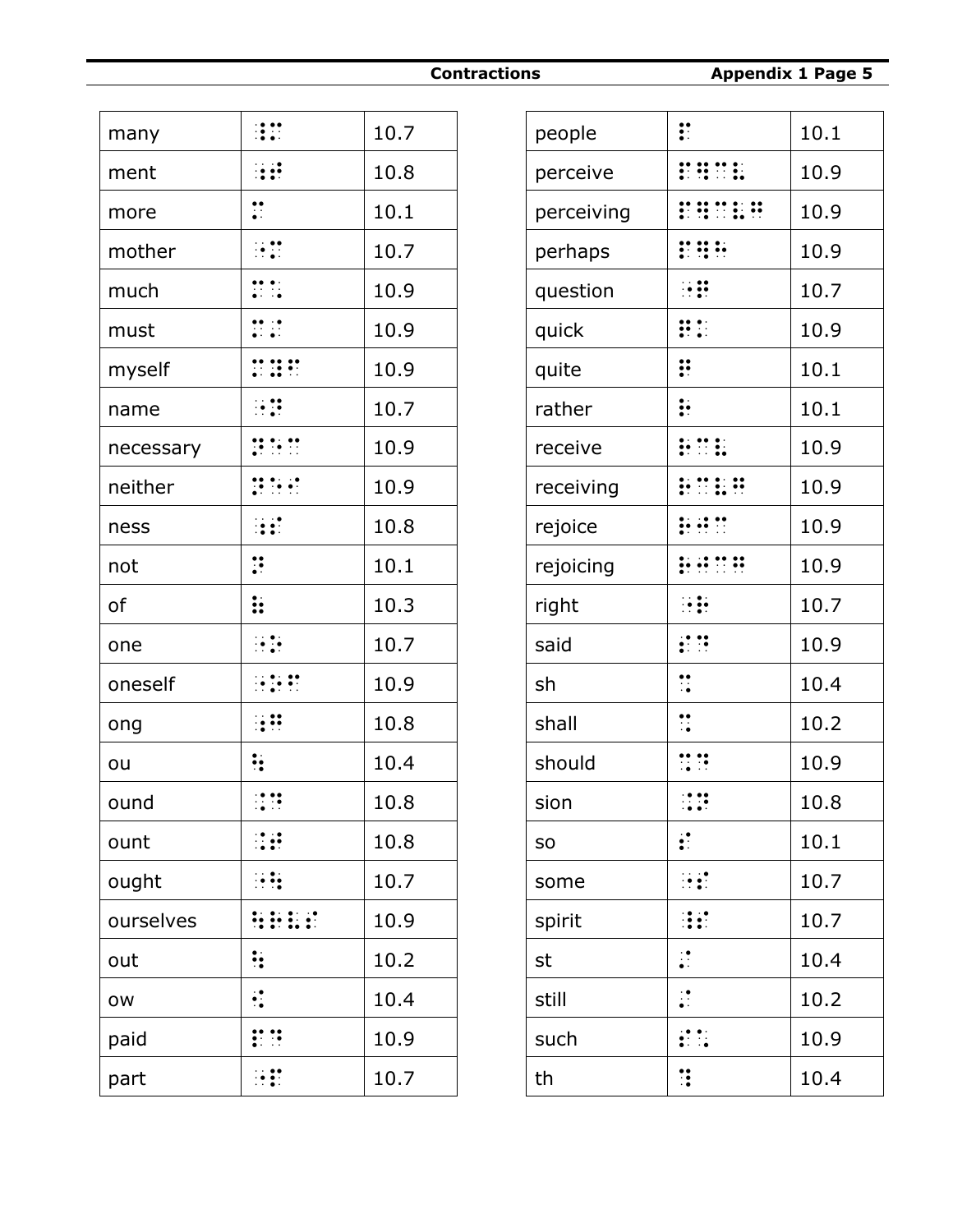## Contractions

| | | |
|---|---|---|
| many | ⠸⠍ | 10.7 |
| ment | ⠰⠞ | 10.8 |
| more | ⠍ | 10.1 |
| mother | ⠐⠍ | 10.7 |
| much | ⠍⠡ | 10.9 |
| must | ⠍⠌ | 10.9 |
| myself | ⠍⠽⠋ | 10.9 |
| name | ⠐⠝ | 10.7 |
| necessary | ⠝⠑⠉ | 10.9 |
| neither | ⠝⠑⠊ | 10.9 |
| ness | ⠰⠎ | 10.8 |
| not | ⠝ | 10.1 |
| of | ⠷ | 10.3 |
| one | ⠐⠕ | 10.7 |
| oneself | ⠐⠕⠋ | 10.9 |
| ong | ⠰⠛ | 10.8 |
| ou | ⠳ | 10.4 |
| ound | ⠨⠙ | 10.8 |
| ount | ⠨⠞ | 10.8 |
| ought | ⠐⠳ | 10.7 |
| ourselves | ⠳⠗⠧⠎ | 10.9 |
| out | ⠳ | 10.2 |
| ow | ⠪ | 10.4 |
| paid | ⠏⠙ | 10.9 |
| part | ⠐⠏ | 10.7 |
| people | ⠏ | 10.1 |
| perceive | ⠏⠻⠉⠧ | 10.9 |
| perceiving | ⠏⠻⠉⠧⠛ | 10.9 |
| perhaps | ⠏⠻⠓ | 10.9 |
| question | ⠐⠟ | 10.7 |
| quick | ⠟⠅ | 10.9 |
| quite | ⠟ | 10.1 |
| rather | ⠗ | 10.1 |
| receive | ⠗⠉⠧ | 10.9 |
| receiving | ⠗⠉⠧⠛ | 10.9 |
| rejoice | ⠗⠚⠉ | 10.9 |
| rejoicing | ⠗⠚⠉⠛ | 10.9 |
| right | ⠐⠗ | 10.7 |
| said | ⠎⠙ | 10.9 |
| sh | ⠩ | 10.4 |
| shall | ⠩ | 10.2 |
| should | ⠩⠙ | 10.9 |
| sion | ⠨⠝ | 10.8 |
| so | ⠎ | 10.1 |
| some | ⠐⠎ | 10.7 |
| spirit | ⠸⠎ | 10.7 |
| st | ⠌ | 10.4 |
| still | ⠌ | 10.2 |
| such | ⠎⠡ | 10.9 |
| th | ⠹ | 10.4 |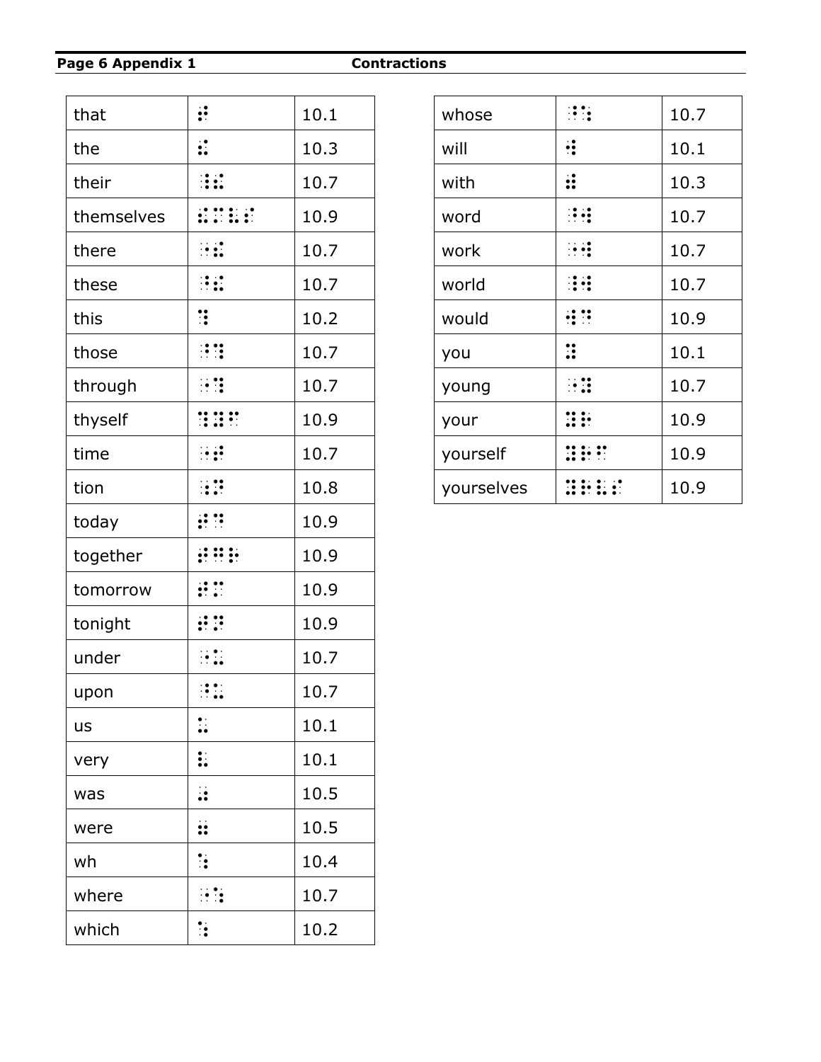| that | ⠞ | 10.1 |
|---|---|---|
| the | ⠮ | 10.3 |
| their | ⠸⠮ | 10.7 |
| themselves | ⠮⠍⠧⠎ | 10.9 |
| there | ⠐⠮ | 10.7 |
| these | ⠘⠮ | 10.7 |
| this | ⠹ | 10.2 |
| those | ⠘⠹ | 10.7 |
| through | ⠐⠹ | 10.7 |
| thyself | ⠹⠽⠋ | 10.9 |
| time | ⠐⠞ | 10.7 |
| tion | ⠰⠝ | 10.8 |
| today | ⠞⠙ | 10.9 |
| together | ⠞⠛⠗ | 10.9 |
| tomorrow | ⠞⠍ | 10.9 |
| tonight | ⠞⠝ | 10.9 |
| under | ⠐⠥ | 10.7 |
| upon | ⠘⠥ | 10.7 |
| us | ⠥ | 10.1 |
| very | ⠧ | 10.1 |
| was | ⠴ | 10.5 |
| were | ⠶ | 10.5 |
| wh | ⠱ | 10.4 |
| where | ⠐⠱ | 10.7 |
| which | ⠱ | 10.2 |

| whose | ⠘⠱ | 10.7 |
|---|---|---|
| will | ⠺ | 10.1 |
| with | ⠾ | 10.3 |
| word | ⠘⠺ | 10.7 |
| work | ⠐⠺ | 10.7 |
| world | ⠸⠺ | 10.7 |
| would | ⠺⠙ | 10.9 |
| you | ⠽ | 10.1 |
| young | ⠐⠽ | 10.7 |
| your | ⠽⠗ | 10.9 |
| yourself | ⠽⠗⠋ | 10.9 |
| yourselves | ⠽⠗⠧⠎ | 10.9 |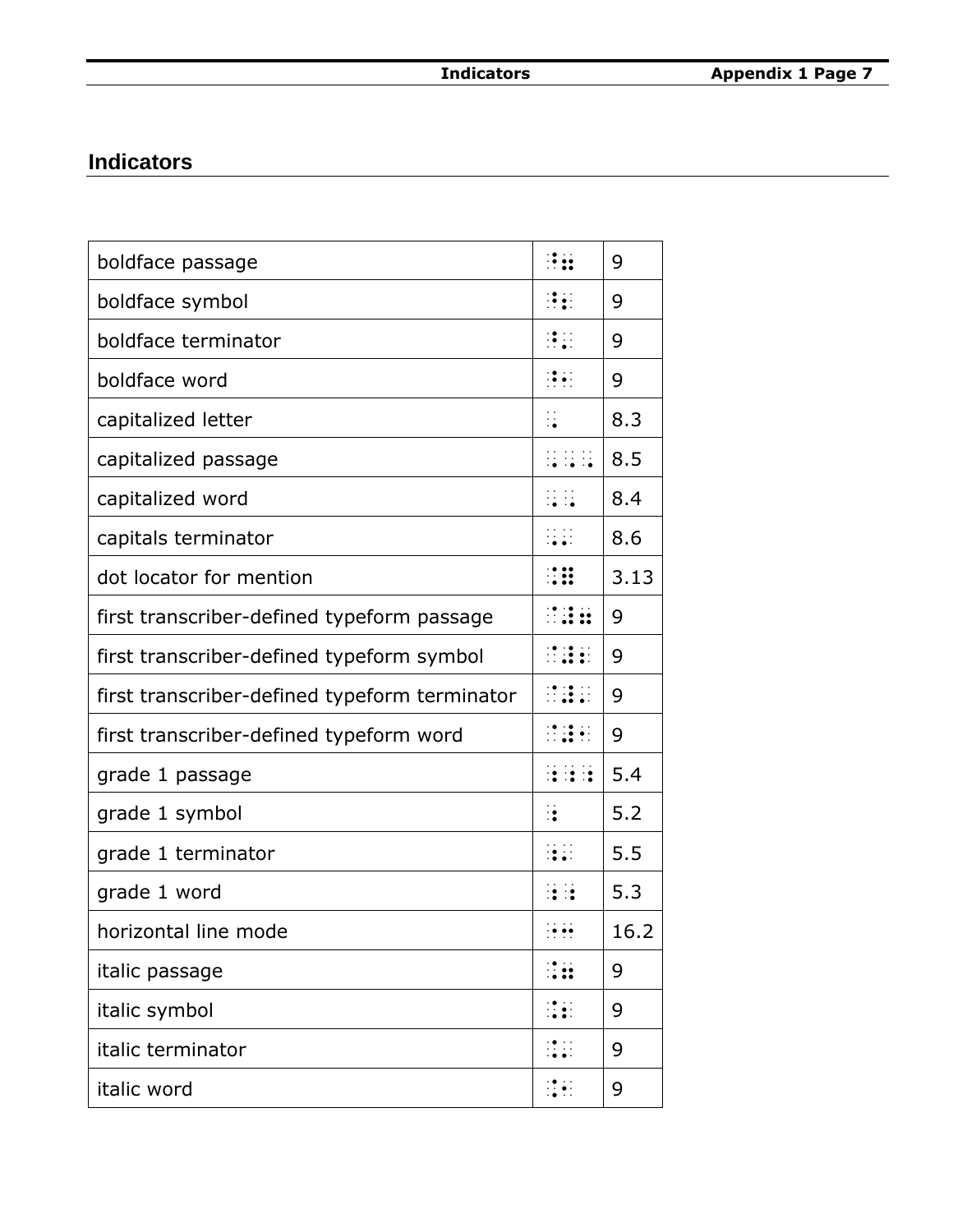## Indicators

| | | |
|---|---|---|
| boldface passage | ⠘⠶ | 9 |
| boldface symbol | ⠘⠆ | 9 |
| boldface terminator | ⠘⠄ | 9 |
| boldface word | ⠘⠂ | 9 |
| capitalized letter | ⠠ | 8.3 |
| capitalized passage | ⠠⠠⠠ | 8.5 |
| capitalized word | ⠠⠠ | 8.4 |
| capitals terminator | ⠠⠄ | 8.6 |
| dot locator for mention | ⠐⠿ | 3.13 |
| first transcriber-defined typeform passage | ⠈⠼⠶ | 9 |
| first transcriber-defined typeform symbol | ⠈⠼⠆ | 9 |
| first transcriber-defined typeform terminator | ⠈⠼⠄ | 9 |
| first transcriber-defined typeform word | ⠈⠼⠂ | 9 |
| grade 1 passage | ⠰⠰⠰ | 5.4 |
| grade 1 symbol | ⠰ | 5.2 |
| grade 1 terminator | ⠰⠄ | 5.5 |
| grade 1 word | ⠰⠰ | 5.3 |
| horizontal line mode | ⠐⠒ | 16.2 |
| italic passage | ⠨⠶ | 9 |
| italic symbol | ⠨⠆ | 9 |
| italic terminator | ⠨⠄ | 9 |
| italic word | ⠨⠂ | 9 |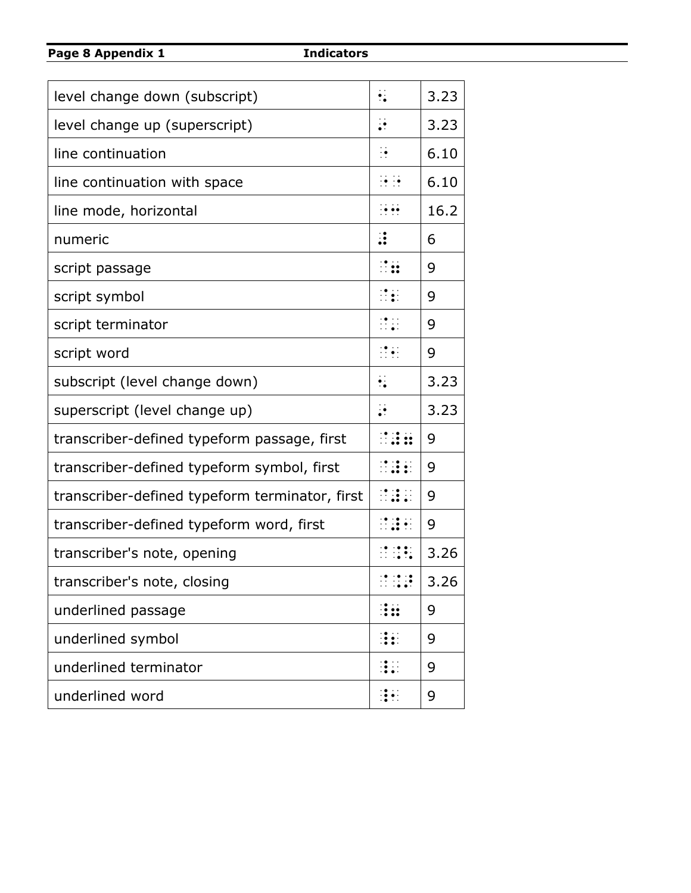| level change down (subscript) | ⠢ | 3.23 |
|---|---|---|
| level change up (superscript) | ⠔ | 3.23 |
| line continuation | ⠐ | 6.10 |
| line continuation with space | ⠐⠐ | 6.10 |
| line mode, horizontal | ⠐⠒ | 16.2 |
| numeric | ⠼ | 6 |
| script passage | ⠈⠶ | 9 |
| script symbol | ⠈⠆ | 9 |
| script terminator | ⠈⠄ | 9 |
| script word | ⠈⠂ | 9 |
| subscript (level change down) | ⠢ | 3.23 |
| superscript (level change up) | ⠔ | 3.23 |
| transcriber-defined typeform passage, first | ⠈⠼⠶ | 9 |
| transcriber-defined typeform symbol, first | ⠈⠼⠆ | 9 |
| transcriber-defined typeform terminator, first | ⠈⠼⠄ | 9 |
| transcriber-defined typeform word, first | ⠈⠼⠂ | 9 |
| transcriber's note, opening | ⠈⠨⠣ | 3.26 |
| transcriber's note, closing | ⠈⠨⠜ | 3.26 |
| underlined passage | ⠸⠶ | 9 |
| underlined symbol | ⠸⠆ | 9 |
| underlined terminator | ⠸⠄ | 9 |
| underlined word | ⠸⠂ | 9 |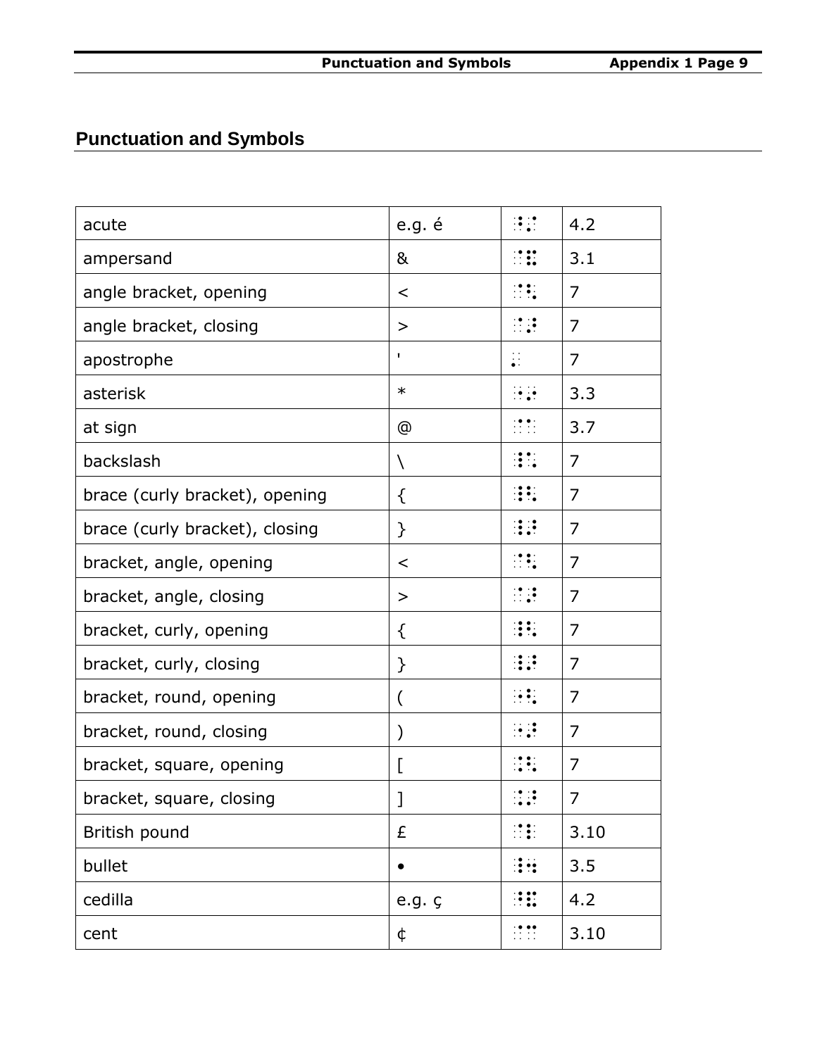## Punctuation and Symbols

| acute | e.g. é | ⠘⠌ | 4.2 |
|---|---|---|---|
| ampersand | & | ⠈⠯ | 3.1 |
| angle bracket, opening | < | ⠈⠣ | 7 |
| angle bracket, closing | > | ⠈⠜ | 7 |
| apostrophe | ' | ⠄ | 7 |
| asterisk | * | ⠐⠔ | 3.3 |
| at sign | @ | ⠈⠁ | 3.7 |
| backslash | \ | ⠸⠡ | 7 |
| brace (curly bracket), opening | { | ⠸⠣ | 7 |
| brace (curly bracket), closing | } | ⠸⠜ | 7 |
| bracket, angle, opening | < | ⠈⠣ | 7 |
| bracket, angle, closing | > | ⠈⠜ | 7 |
| bracket, curly, opening | { | ⠸⠣ | 7 |
| bracket, curly, closing | } | ⠸⠜ | 7 |
| bracket, round, opening | ( | ⠐⠣ | 7 |
| bracket, round, closing | ) | ⠐⠜ | 7 |
| bracket, square, opening | [ | ⠨⠣ | 7 |
| bracket, square, closing | ] | ⠨⠜ | 7 |
| British pound | £ | ⠈⠇ | 3.10 |
| bullet | • | ⠸⠲ | 3.5 |
| cedilla | e.g. ç | ⠘⠯ | 4.2 |
| cent | ¢ | ⠈⠉ | 3.10 |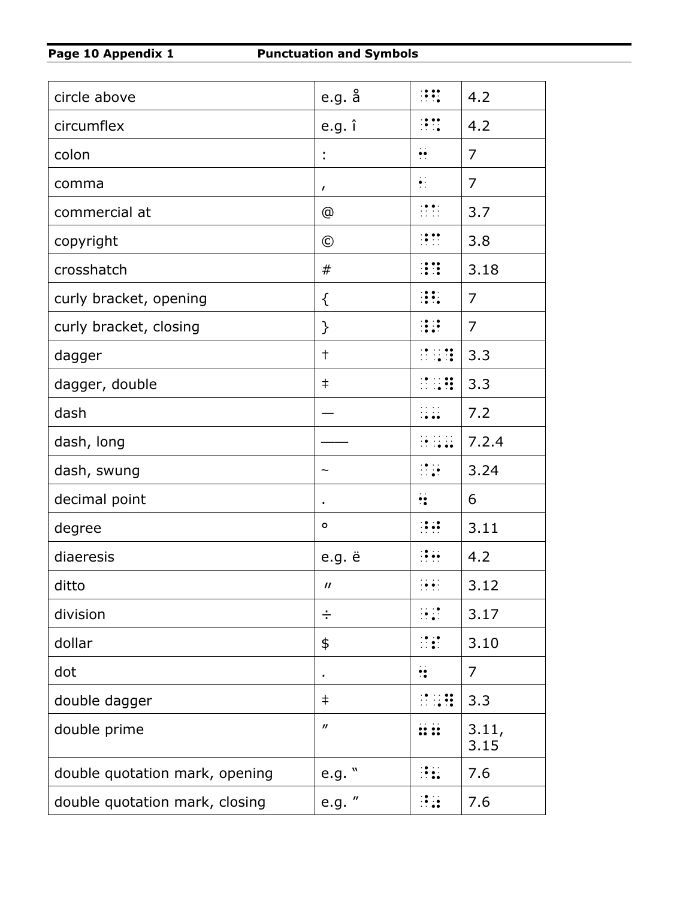| | | | |
|---|---|---|---|
| circle above | e.g. å | ⠘⠫ | 4.2 |
| circumflex | e.g. î | ⠘⠩ | 4.2 |
| colon | : | ⠒ | 7 |
| comma | , | ⠂ | 7 |
| commercial at | @ | ⠈⠁ | 3.7 |
| copyright | © | ⠘⠉ | 3.8 |
| crosshatch | # | ⠸⠹ | 3.18 |
| curly bracket, opening | { | ⠸⠣ | 7 |
| curly bracket, closing | } | ⠸⠜ | 7 |
| dagger | † | ⠈⠠⠹ | 3.3 |
| dagger, double | ‡ | ⠈⠠⠻ | 3.3 |
| dash | — | ⠠⠤ | 7.2 |
| dash, long | —— | ⠐⠠⠤ | 7.2.4 |
| dash, swung | ~ | ⠈⠔ | 3.24 |
| decimal point | . | ⠲ | 6 |
| degree | ° | ⠘⠚ | 3.11 |
| diaeresis | e.g. ë | ⠘⠒ | 4.2 |
| ditto | 〃 | ⠐⠂ | 3.12 |
| division | ÷ | ⠐⠌ | 3.17 |
| dollar | $ | ⠈⠎ | 3.10 |
| dot | . | ⠲ | 7 |
| double dagger | ‡ | ⠈⠠⠻ | 3.3 |
| double prime | ″ | ⠶⠶ | 3.11, 3.15 |
| double quotation mark, opening | e.g. “ | ⠘⠦ | 7.6 |
| double quotation mark, closing | e.g. ” | ⠘⠴ | 7.6 |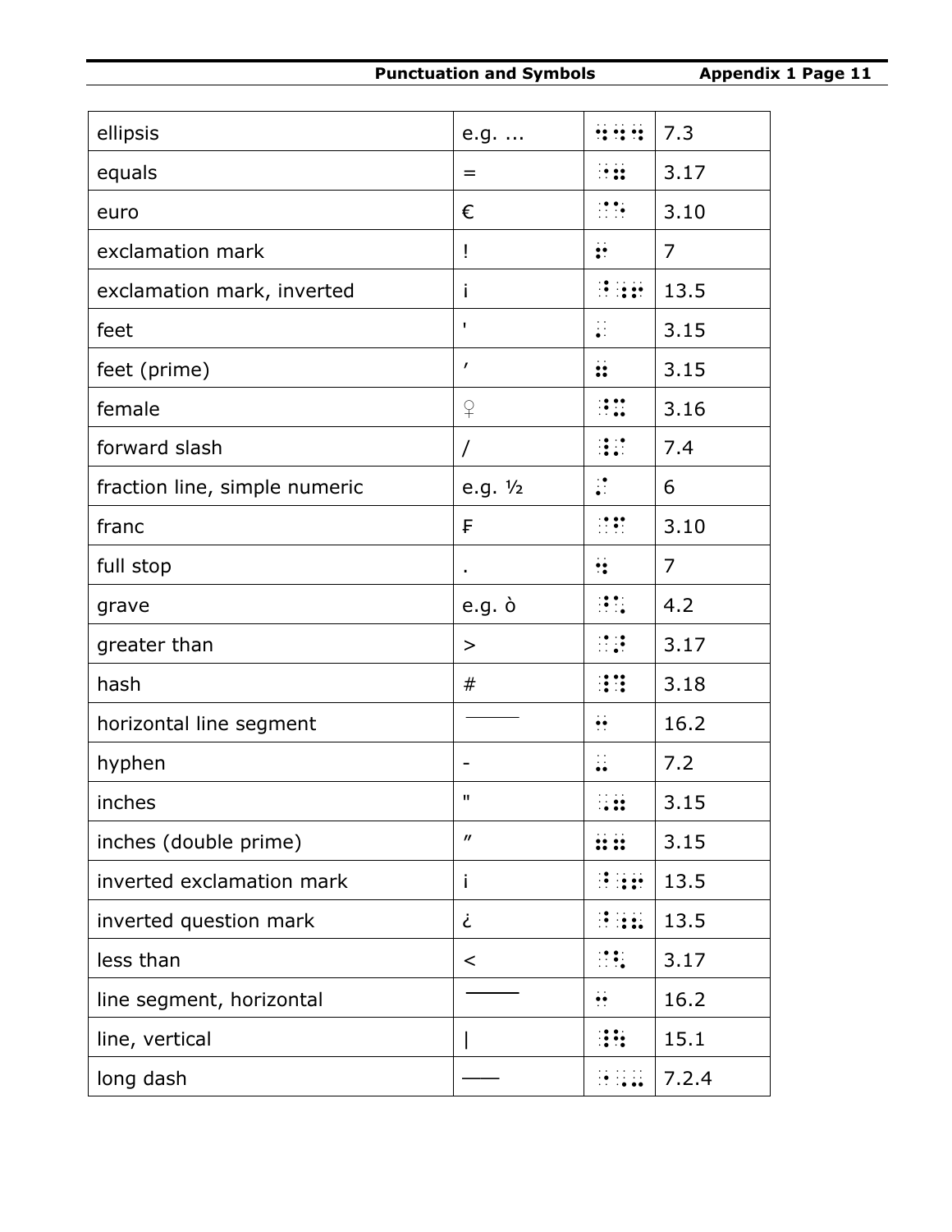| | | | |
|---|---|---|---|
| ellipsis | e.g. ... | ⠲⠲⠲ | 7.3 |
| equals | = | ⠐⠶ | 3.17 |
| euro | € | ⠈⠑ | 3.10 |
| exclamation mark | ! | ⠖ | 7 |
| exclamation mark, inverted | ¡ | ⠘⠰⠖ | 13.5 |
| feet | ' | ⠄ | 3.15 |
| feet (prime) | ′ | ⠶ | 3.15 |
| female | ♀ | ⠘⠭ | 3.16 |
| forward slash | / | ⠸⠌ | 7.4 |
| fraction line, simple numeric | e.g. ½ | ⠌ | 6 |
| franc | ₣ | ⠈⠋ | 3.10 |
| full stop | . | ⠲ | 7 |
| grave | e.g. ò | ⠘⠡ | 4.2 |
| greater than | > | ⠈⠜ | 3.17 |
| hash | # | ⠸⠹ | 3.18 |
| horizontal line segment | ——— | ⠒ | 16.2 |
| hyphen | - | ⠤ | 7.2 |
| inches | " | ⠠⠶ | 3.15 |
| inches (double prime) | ″ | ⠶⠶ | 3.15 |
| inverted exclamation mark | ¡ | ⠘⠰⠖ | 13.5 |
| inverted question mark | ¿ | ⠘⠰⠦ | 13.5 |
| less than | < | ⠈⠣ | 3.17 |
| line segment, horizontal | ——— | ⠒ | 16.2 |
| line, vertical | \| | ⠸⠳ | 15.1 |
| long dash | —— | ⠐⠠⠤ | 7.2.4 |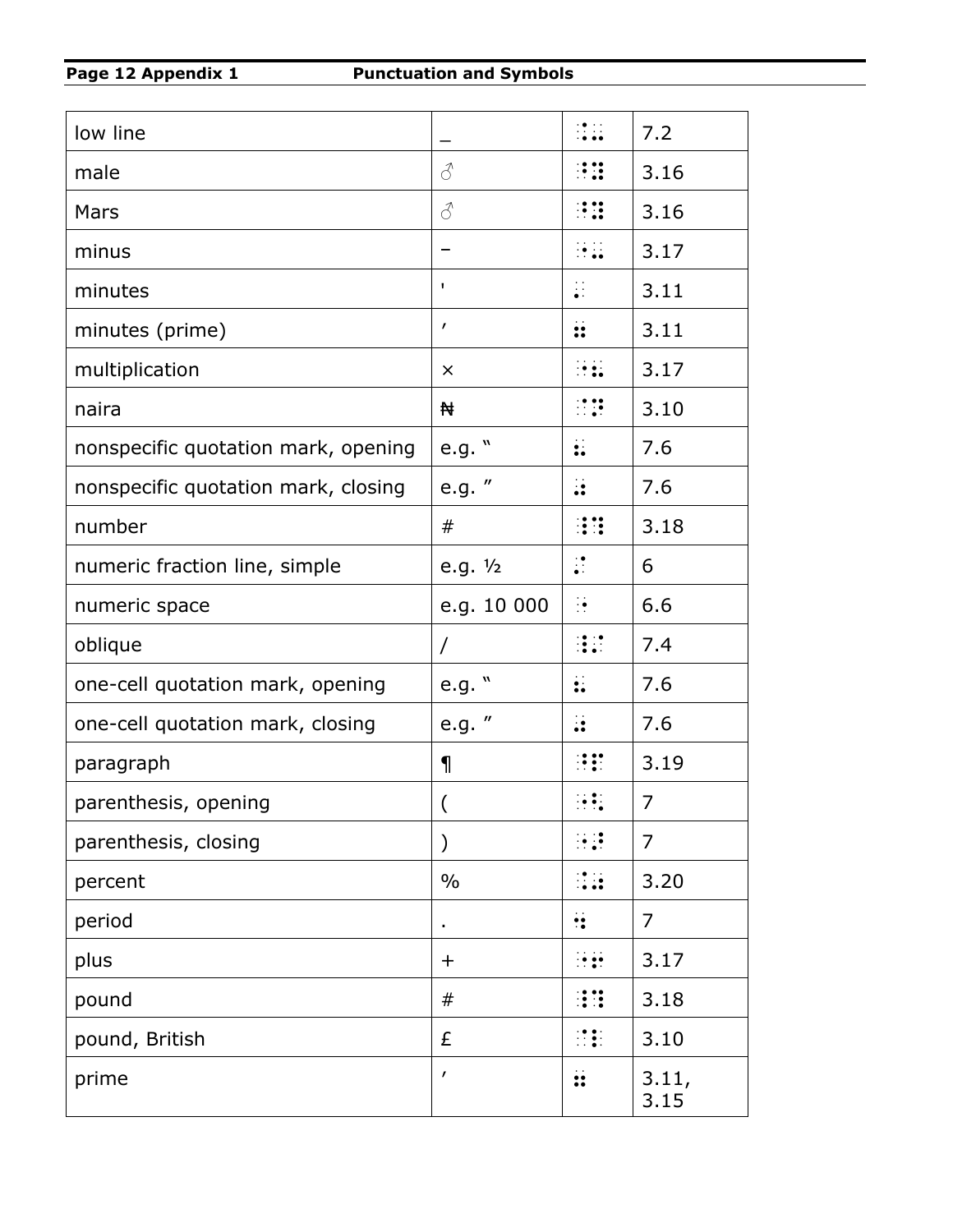| | | | |
|---|---|---|---|
| low line | _ | ⠨⠤ | 7.2 |
| male | ♂ | ⠘⠽ | 3.16 |
| Mars | ♂ | ⠘⠽ | 3.16 |
| minus | − | ⠐⠤ | 3.17 |
| minutes | ' | ⠄ | 3.11 |
| minutes (prime) | ′ | ⠶ | 3.11 |
| multiplication | × | ⠐⠦ | 3.17 |
| naira | ₦ | ⠈⠝ | 3.10 |
| nonspecific quotation mark, opening | e.g. “ | ⠦ | 7.6 |
| nonspecific quotation mark, closing | e.g. ” | ⠴ | 7.6 |
| number | # | ⠸⠹ | 3.18 |
| numeric fraction line, simple | e.g. ½ | ⠌ | 6 |
| numeric space | e.g. 10 000 | ⠐ | 6.6 |
| oblique | / | ⠸⠌ | 7.4 |
| one-cell quotation mark, opening | e.g. “ | ⠦ | 7.6 |
| one-cell quotation mark, closing | e.g. ” | ⠴ | 7.6 |
| paragraph | ¶ | ⠘⠏ | 3.19 |
| parenthesis, opening | ( | ⠐⠣ | 7 |
| parenthesis, closing | ) | ⠐⠜ | 7 |
| percent | % | ⠨⠴ | 3.20 |
| period | . | ⠲ | 7 |
| plus | + | ⠐⠖ | 3.17 |
| pound | # | ⠸⠹ | 3.18 |
| pound, British | £ | ⠈⠇ | 3.10 |
| prime | ′ | ⠶ | 3.11, 3.15 |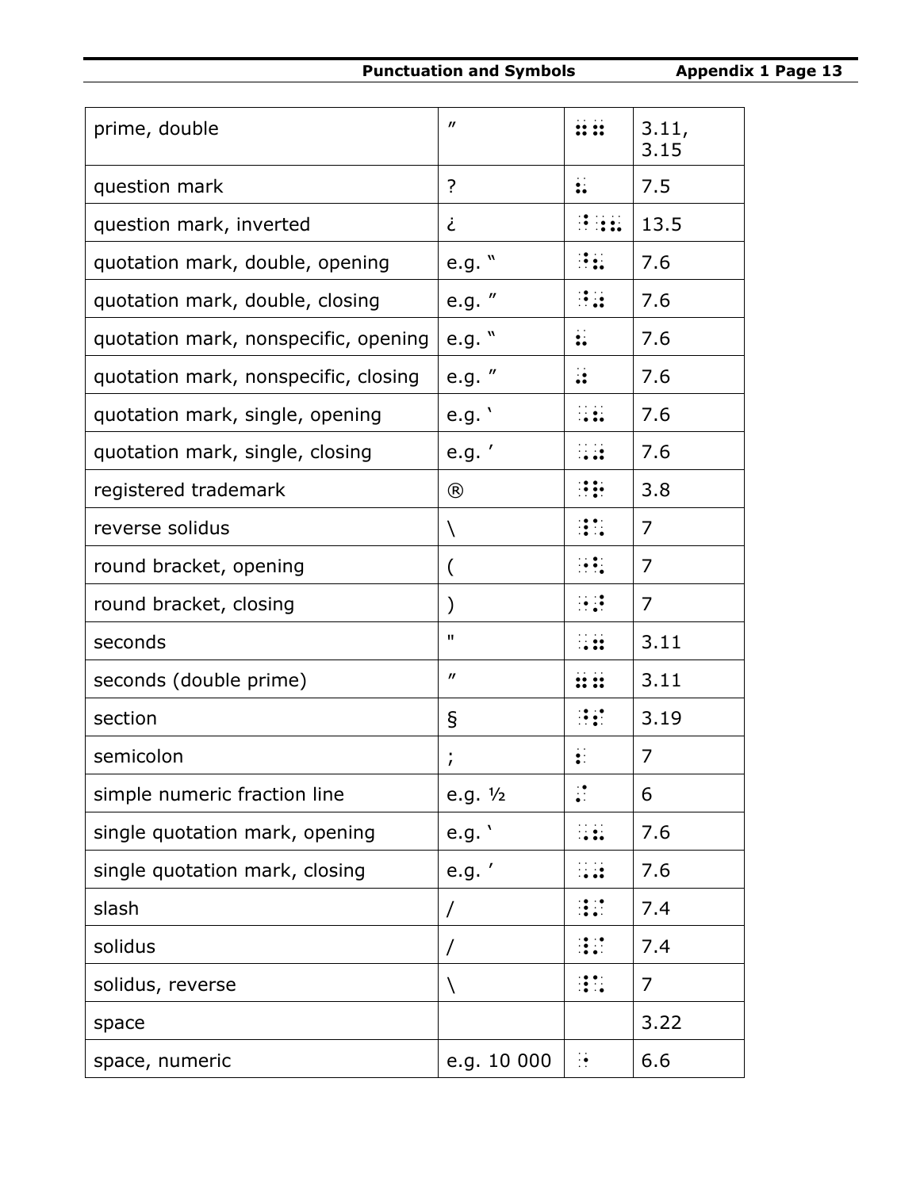| prime, double | ″ | ⠶⠶ | 3.11, 3.15 |
|---|---|---|---|
| question mark | ? | ⠦ | 7.5 |
| question mark, inverted | ¿ | ⠘⠰⠦ | 13.5 |
| quotation mark, double, opening | e.g. “ | ⠘⠦ | 7.6 |
| quotation mark, double, closing | e.g. ” | ⠘⠴ | 7.6 |
| quotation mark, nonspecific, opening | e.g. “ | ⠦ | 7.6 |
| quotation mark, nonspecific, closing | e.g. ” | ⠴ | 7.6 |
| quotation mark, single, opening | e.g. ‘ | ⠠⠦ | 7.6 |
| quotation mark, single, closing | e.g. ’ | ⠠⠴ | 7.6 |
| registered trademark | ® | ⠘⠗ | 3.8 |
| reverse solidus | \ | ⠸⠡ | 7 |
| round bracket, opening | ( | ⠐⠣ | 7 |
| round bracket, closing | ) | ⠐⠜ | 7 |
| seconds | " | ⠠⠶ | 3.11 |
| seconds (double prime) | ″ | ⠶⠶ | 3.11 |
| section | § | ⠘⠎ | 3.19 |
| semicolon | ; | ⠆ | 7 |
| simple numeric fraction line | e.g. ½ | ⠌ | 6 |
| single quotation mark, opening | e.g. ‘ | ⠠⠦ | 7.6 |
| single quotation mark, closing | e.g. ’ | ⠠⠴ | 7.6 |
| slash | / | ⠸⠌ | 7.4 |
| solidus | / | ⠸⠌ | 7.4 |
| solidus, reverse | \ | ⠸⠡ | 7 |
| space | | | 3.22 |
| space, numeric | e.g. 10 000 | ⠐ | 6.6 |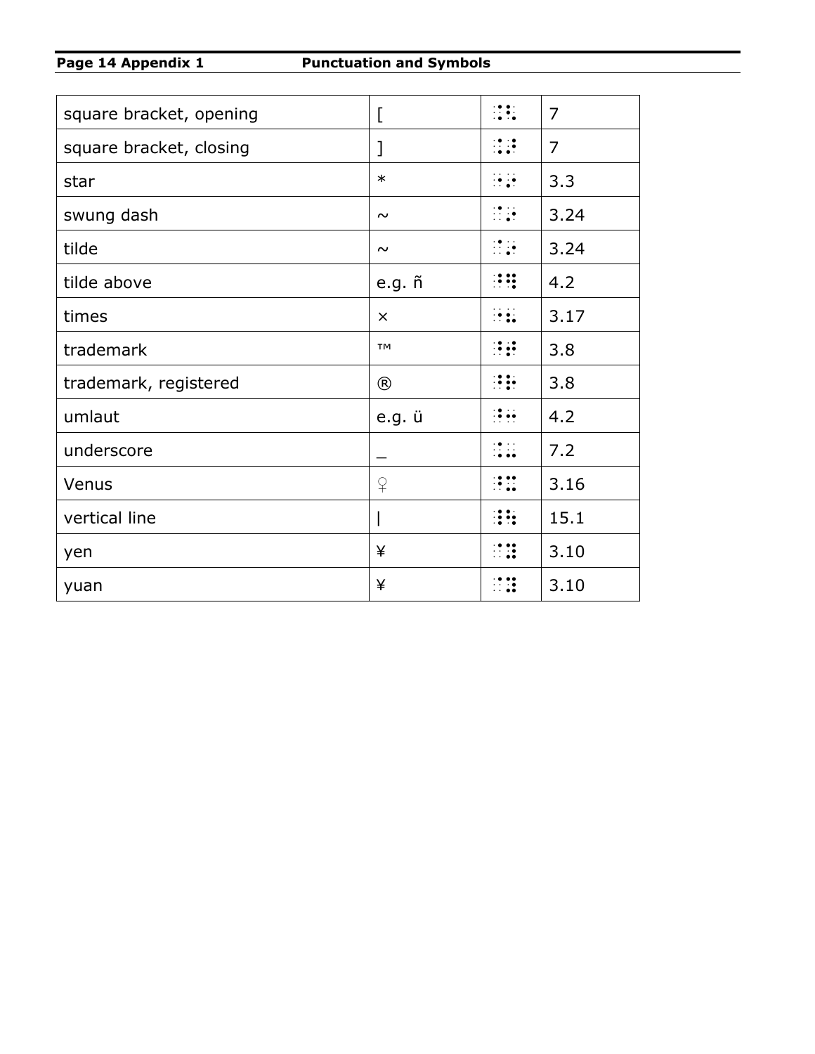| | | | |
|---|---|---|---|
| square bracket, opening | [ | ⠨⠣ | 7 |
| square bracket, closing | ] | ⠨⠜ | 7 |
| star | * | ⠐⠔ | 3.3 |
| swung dash | ~ | ⠈⠔ | 3.24 |
| tilde | ~ | ⠈⠔ | 3.24 |
| tilde above | e.g. ñ | ⠘⠻ | 4.2 |
| times | × | ⠐⠦ | 3.17 |
| trademark | ™ | ⠘⠞ | 3.8 |
| trademark, registered | ® | ⠘⠗ | 3.8 |
| umlaut | e.g. ü | ⠘⠒ | 4.2 |
| underscore | _ | ⠨⠤ | 7.2 |
| Venus | ♀ | ⠘⠭ | 3.16 |
| vertical line | \| | ⠸⠳ | 15.1 |
| yen | ¥ | ⠈⠽ | 3.10 |
| yuan | ¥ | ⠈⠽ | 3.10 |